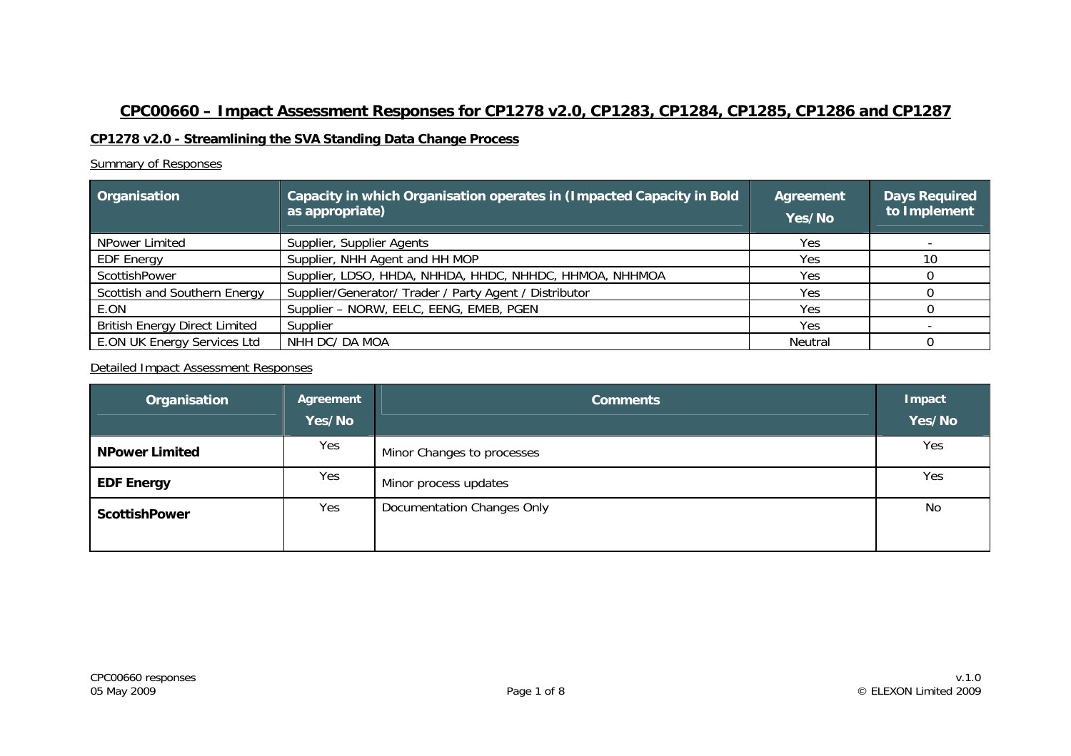# CPC00660 – Impact Assessment Responses for CP1278 v2.0, CP1283, CP1284, CP1285, CP1286 and CP1287

## CP1278 v2.0 - Streamlining the SVA Standing Data Change Process

Summary of Responses

| Organisation | Capacity in which Organisation operates in (Impacted Capacity in Bold as appropriate) | Agreement Yes/No | Days Required to Implement |
|---|---|---|---|
| NPower Limited | Supplier, Supplier Agents | Yes | - |
| EDF Energy | Supplier, NHH Agent and HH MOP | Yes | 10 |
| ScottishPower | Supplier, LDSO, HHDA, NHHDA, HHDC, NHHDC, HHMOA, NHHMOA | Yes | 0 |
| Scottish and Southern Energy | Supplier/Generator/ Trader / Party Agent / Distributor | Yes | 0 |
| E.ON | Supplier – NORW, EELC, EENG, EMEB, PGEN | Yes | 0 |
| British Energy Direct Limited | Supplier | Yes | - |
| E.ON UK Energy Services Ltd | NHH DC/ DA MOA | Neutral | 0 |

Detailed Impact Assessment Responses

| Organisation | Agreement Yes/No | Comments | Impact Yes/No |
|---|---|---|---|
| **NPower Limited** | Yes | Minor Changes to processes | Yes |
| **EDF Energy** | Yes | Minor process updates | Yes |
| **ScottishPower** | Yes | Documentation Changes Only | No |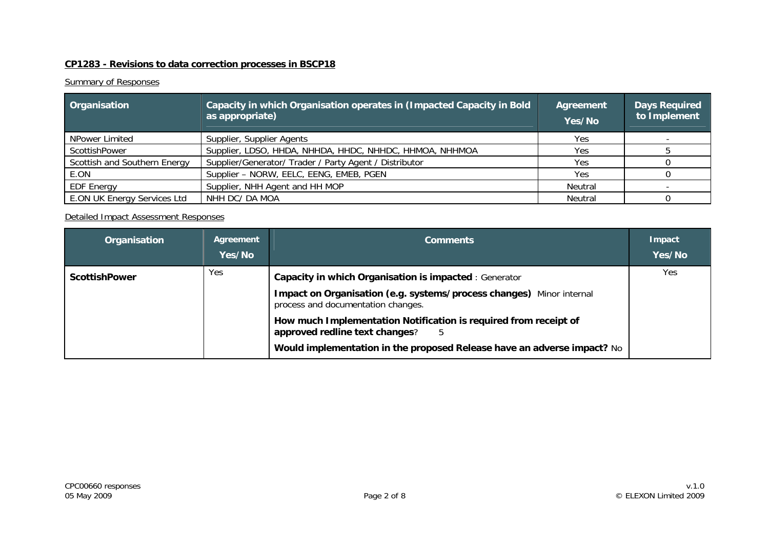**CP1283 - Revisions to data correction processes in BSCP18**

Summary of Responses

| Organisation | Capacity in which Organisation operates in (Impacted Capacity in Bold as appropriate) | Agreement Yes/No | Days Required to Implement |
|---|---|---|---|
| NPower Limited | Supplier, Supplier Agents | Yes | - |
| ScottishPower | Supplier, LDSO, HHDA, NHHDA, HHDC, NHHDC, HHMOA, NHHMOA | Yes | 5 |
| Scottish and Southern Energy | Supplier/Generator/ Trader / Party Agent / Distributor | Yes | 0 |
| E.ON | Supplier – NORW, EELC, EENG, EMEB, PGEN | Yes | 0 |
| EDF Energy | Supplier, NHH Agent and HH MOP | Neutral | - |
| E.ON UK Energy Services Ltd | NHH DC/ DA MOA | Neutral | 0 |

Detailed Impact Assessment Responses

| Organisation | Agreement Yes/No | Comments | Impact Yes/No |
|---|---|---|---|
| **ScottishPower** | Yes | **Capacity in which Organisation is impacted** : Generator<br><br>**Impact on Organisation (e.g. systems/process changes)** Minor internal process and documentation changes.<br><br>**How much Implementation Notification is required from receipt of approved redline text changes**? 5<br><br>**Would implementation in the proposed Release have an adverse impact?** No | Yes |

CPC00660 responses
05 May 2009

v.1.0
© ELEXON Limited 2009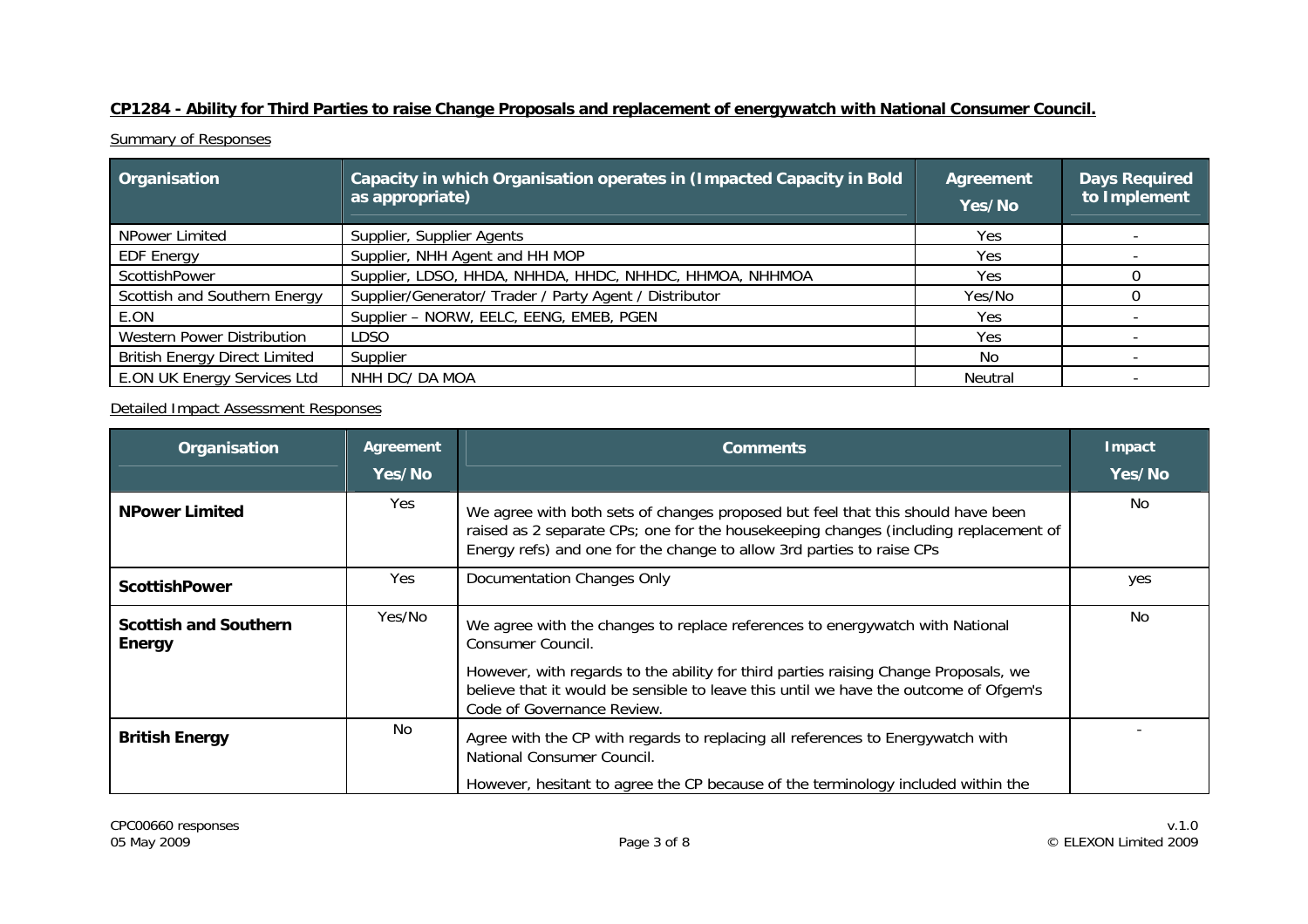**CP1284 - Ability for Third Parties to raise Change Proposals and replacement of energywatch with National Consumer Council.**

Summary of Responses

| Organisation | Capacity in which Organisation operates in (Impacted Capacity in Bold as appropriate) | Agreement Yes/No | Days Required to Implement |
| --- | --- | --- | --- |
| NPower Limited | Supplier, Supplier Agents | Yes | - |
| EDF Energy | Supplier, NHH Agent and HH MOP | Yes | - |
| ScottishPower | Supplier, LDSO, HHDA, NHHDA, HHDC, NHHDC, HHMOA, NHHMOA | Yes | 0 |
| Scottish and Southern Energy | Supplier/Generator/ Trader / Party Agent / Distributor | Yes/No | 0 |
| E.ON | Supplier – NORW, EELC, EENG, EMEB, PGEN | Yes | - |
| Western Power Distribution | LDSO | Yes | - |
| British Energy Direct Limited | Supplier | No | - |
| E.ON UK Energy Services Ltd | NHH DC/ DA MOA | Neutral | - |

Detailed Impact Assessment Responses

| Organisation | Agreement Yes/No | Comments | Impact Yes/No |
| --- | --- | --- | --- |
| **NPower Limited** | Yes | We agree with both sets of changes proposed but feel that this should have been raised as 2 separate CPs; one for the housekeeping changes (including replacement of Energy refs) and one for the change to allow 3rd parties to raise CPs | No |
| **ScottishPower** | Yes | Documentation Changes Only | yes |
| **Scottish and Southern Energy** | Yes/No | We agree with the changes to replace references to energywatch with National Consumer Council.<br><br>However, with regards to the ability for third parties raising Change Proposals, we believe that it would be sensible to leave this until we have the outcome of Ofgem's Code of Governance Review. | No |
| **British Energy** | No | Agree with the CP with regards to replacing all references to Energywatch with National Consumer Council.<br><br>However, hesitant to agree the CP because of the terminology included within the | - |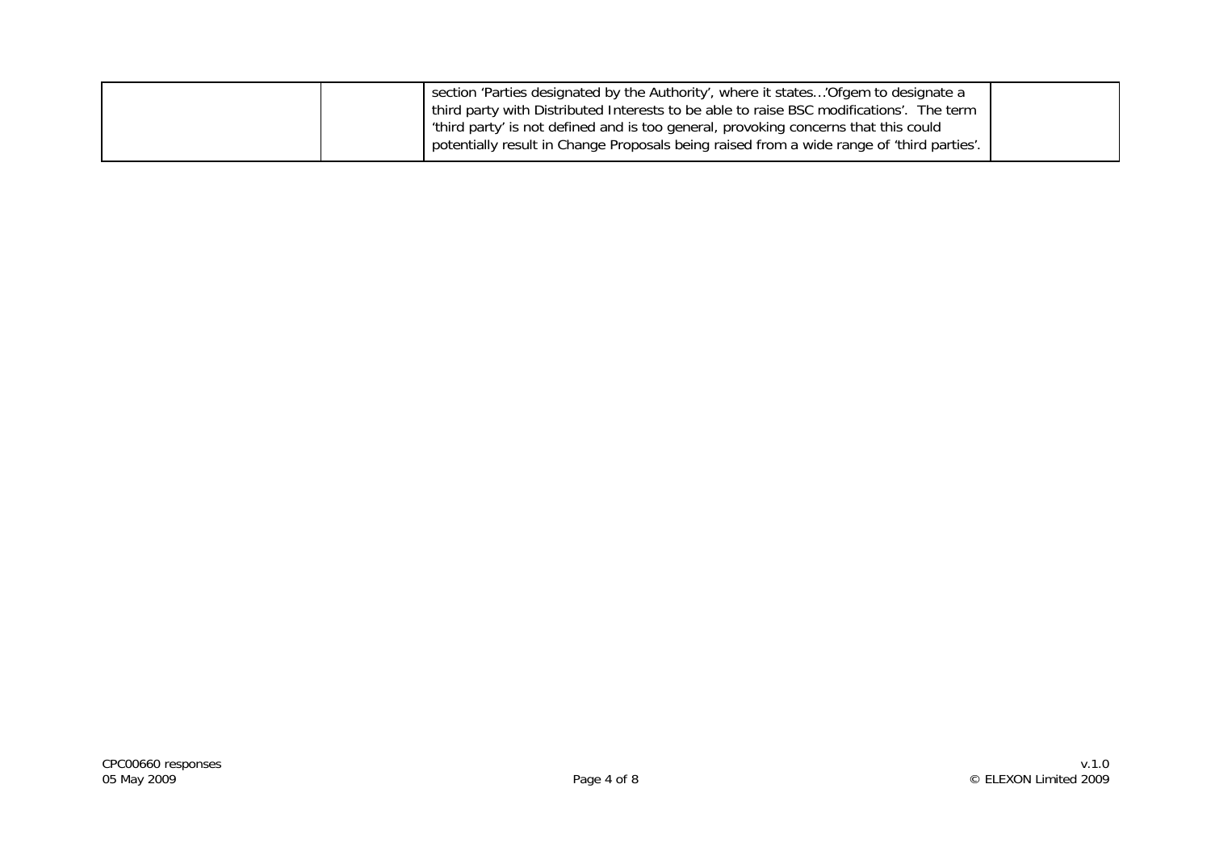|  |  | section 'Parties designated by the Authority', where it states…'Ofgem to designate a third party with Distributed Interests to be able to raise BSC modifications'. The term 'third party' is not defined and is too general, provoking concerns that this could potentially result in Change Proposals being raised from a wide range of 'third parties'. |  |
|---|---|---|---|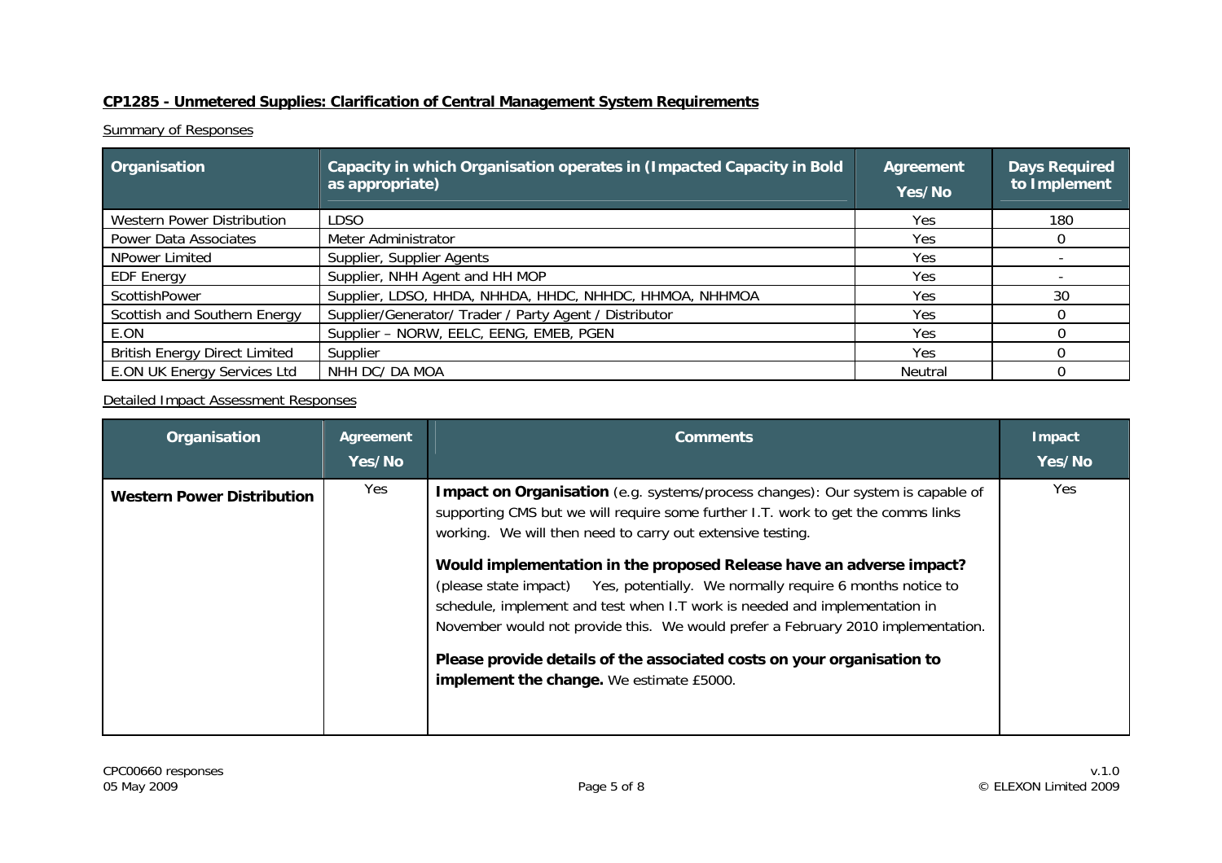**CP1285 - Unmetered Supplies: Clarification of Central Management System Requirements**

Summary of Responses

| Organisation | Capacity in which Organisation operates in (Impacted Capacity in Bold as appropriate) | Agreement Yes/No | Days Required to Implement |
|---|---|---|---|
| Western Power Distribution | LDSO | Yes | 180 |
| Power Data Associates | Meter Administrator | Yes | 0 |
| NPower Limited | Supplier, Supplier Agents | Yes | - |
| EDF Energy | Supplier, NHH Agent and HH MOP | Yes | - |
| ScottishPower | Supplier, LDSO, HHDA, NHHDA, HHDC, NHHDC, HHMOA, NHHMOA | Yes | 30 |
| Scottish and Southern Energy | Supplier/Generator/ Trader / Party Agent / Distributor | Yes | 0 |
| E.ON | Supplier – NORW, EELC, EENG, EMEB, PGEN | Yes | 0 |
| British Energy Direct Limited | Supplier | Yes | 0 |
| E.ON UK Energy Services Ltd | NHH DC/ DA MOA | Neutral | 0 |

Detailed Impact Assessment Responses

| Organisation | Agreement Yes/No | Comments | Impact Yes/No |
|---|---|---|---|
| **Western Power Distribution** | Yes | **Impact on Organisation** (e.g. systems/process changes): Our system is capable of supporting CMS but we will require some further I.T. work to get the comms links working. We will then need to carry out extensive testing.<br><br>**Would implementation in the proposed Release have an adverse impact?** (please state impact) Yes, potentially. We normally require 6 months notice to schedule, implement and test when I.T work is needed and implementation in November would not provide this. We would prefer a February 2010 implementation.<br><br>**Please provide details of the associated costs on your organisation to implement the change.** We estimate £5000. | Yes |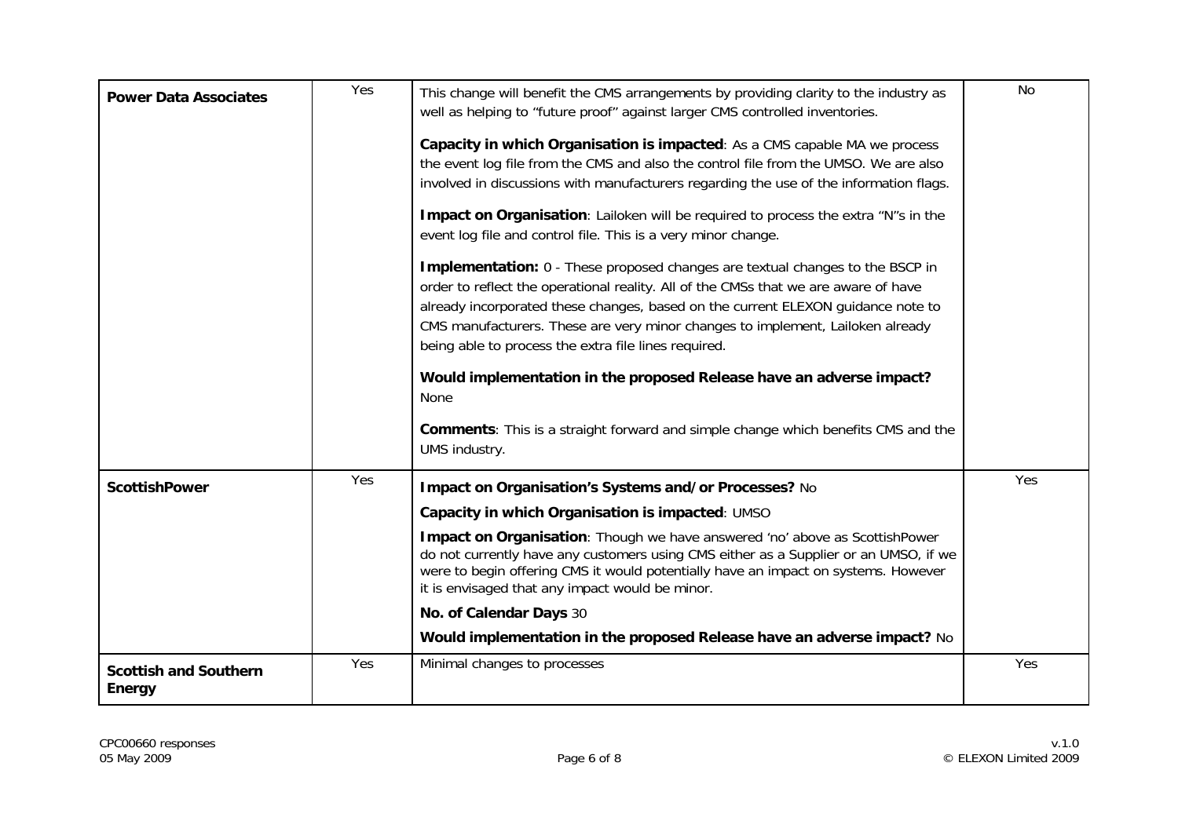| | | | |
|---|---|---|---|
| **Power Data Associates** | Yes | This change will benefit the CMS arrangements by providing clarity to the industry as well as helping to "future proof" against larger CMS controlled inventories.<br><br>**Capacity in which Organisation is impacted**: As a CMS capable MA we process the event log file from the CMS and also the control file from the UMSO. We are also involved in discussions with manufacturers regarding the use of the information flags.<br><br>**Impact on Organisation**: Lailoken will be required to process the extra "N"s in the event log file and control file. This is a very minor change.<br><br>**Implementation:** 0 - These proposed changes are textual changes to the BSCP in order to reflect the operational reality. All of the CMSs that we are aware of have already incorporated these changes, based on the current ELEXON guidance note to CMS manufacturers. These are very minor changes to implement, Lailoken already being able to process the extra file lines required.<br><br>**Would implementation in the proposed Release have an adverse impact?** None<br><br>**Comments**: This is a straight forward and simple change which benefits CMS and the UMS industry. | No |
| **ScottishPower** | Yes | **Impact on Organisation's Systems and/or Processes?** No<br><br>**Capacity in which Organisation is impacted**: UMSO<br><br>**Impact on Organisation**: Though we have answered 'no' above as ScottishPower do not currently have any customers using CMS either as a Supplier or an UMSO, if we were to begin offering CMS it would potentially have an impact on systems. However it is envisaged that any impact would be minor.<br><br>**No. of Calendar Days** 30<br><br>**Would implementation in the proposed Release have an adverse impact?** No | Yes |
| **Scottish and Southern Energy** | Yes | Minimal changes to processes | Yes |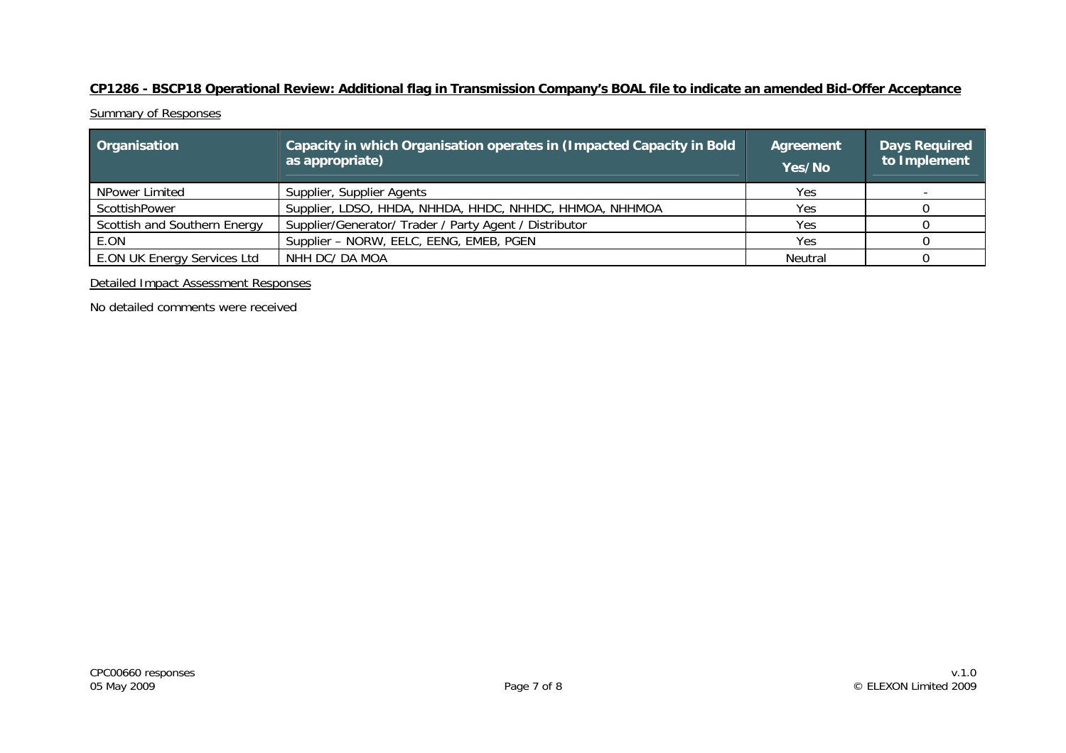**CP1286 - BSCP18 Operational Review: Additional flag in Transmission Company's BOAL file to indicate an amended Bid-Offer Acceptance**

Summary of Responses

| Organisation | Capacity in which Organisation operates in (Impacted Capacity in Bold as appropriate) | Agreement Yes/No | Days Required to Implement |
| --- | --- | --- | --- |
| NPower Limited | Supplier, Supplier Agents | Yes | - |
| ScottishPower | Supplier, LDSO, HHDA, NHHDA, HHDC, NHHDC, HHMOA, NHHMOA | Yes | 0 |
| Scottish and Southern Energy | Supplier/Generator/ Trader / Party Agent / Distributor | Yes | 0 |
| E.ON | Supplier – NORW, EELC, EENG, EMEB, PGEN | Yes | 0 |
| E.ON UK Energy Services Ltd | NHH DC/ DA MOA | Neutral | 0 |

Detailed Impact Assessment Responses

No detailed comments were received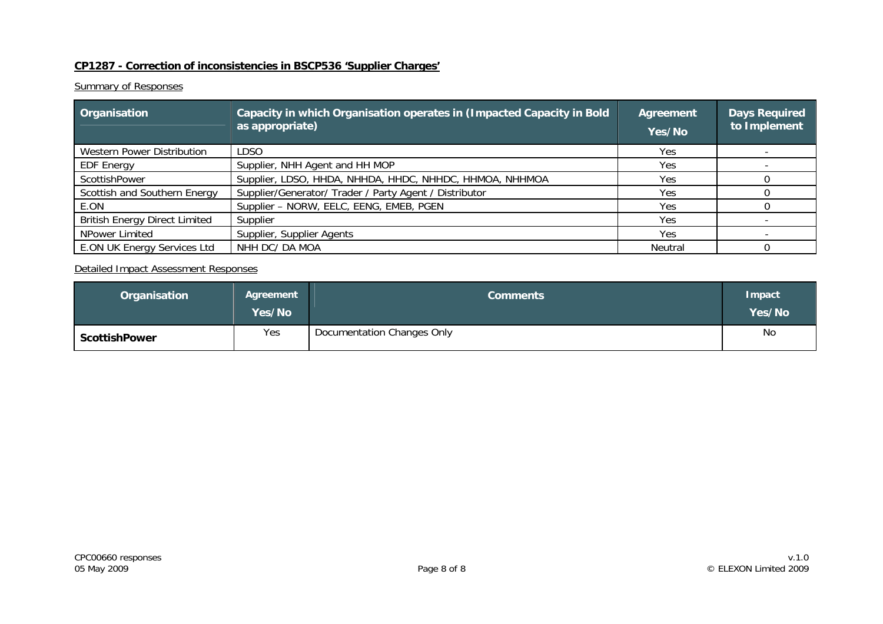**CP1287 - Correction of inconsistencies in BSCP536 'Supplier Charges'**

Summary of Responses

| Organisation | Capacity in which Organisation operates in (Impacted Capacity in Bold as appropriate) | Agreement Yes/No | Days Required to Implement |
|---|---|---|---|
| Western Power Distribution | LDSO | Yes | - |
| EDF Energy | Supplier, NHH Agent and HH MOP | Yes | - |
| ScottishPower | Supplier, LDSO, HHDA, NHHDA, HHDC, NHHDC, HHMOA, NHHMOA | Yes | 0 |
| Scottish and Southern Energy | Supplier/Generator/ Trader / Party Agent / Distributor | Yes | 0 |
| E.ON | Supplier – NORW, EELC, EENG, EMEB, PGEN | Yes | 0 |
| British Energy Direct Limited | Supplier | Yes | - |
| NPower Limited | Supplier, Supplier Agents | Yes | - |
| E.ON UK Energy Services Ltd | NHH DC/ DA MOA | Neutral | 0 |

Detailed Impact Assessment Responses

| Organisation | Agreement Yes/No | Comments | Impact Yes/No |
|---|---|---|---|
| **ScottishPower** | Yes | Documentation Changes Only | No |